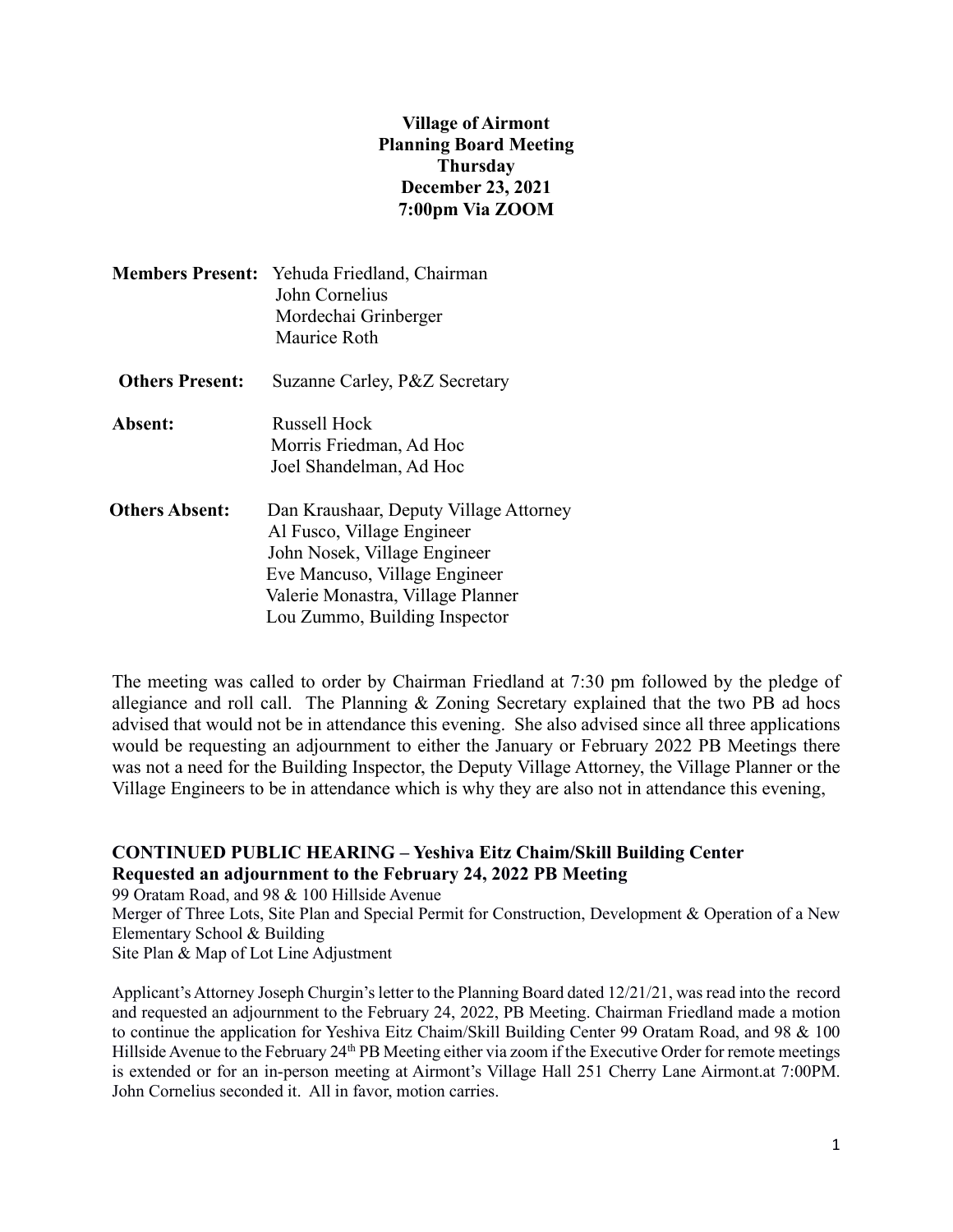**Village of Airmont**
**Planning Board Meeting**
**Thursday**
**December 23, 2021**
**7:00pm Via ZOOM**

**Members Present:** Yehuda Friedland, Chairman
John Cornelius
Mordechai Grinberger
Maurice Roth

**Others Present:** Suzanne Carley, P&Z Secretary

**Absent:** Russell Hock
Morris Friedman, Ad Hoc
Joel Shandelman, Ad Hoc

**Others Absent:** Dan Kraushaar, Deputy Village Attorney
Al Fusco, Village Engineer
John Nosek, Village Engineer
Eve Mancuso, Village Engineer
Valerie Monastra, Village Planner
Lou Zummo, Building Inspector

The meeting was called to order by Chairman Friedland at 7:30 pm followed by the pledge of allegiance and roll call. The Planning & Zoning Secretary explained that the two PB ad hocs advised that would not be in attendance this evening. She also advised since all three applications would be requesting an adjournment to either the January or February 2022 PB Meetings there was not a need for the Building Inspector, the Deputy Village Attorney, the Village Planner or the Village Engineers to be in attendance which is why they are also not in attendance this evening,

**CONTINUED PUBLIC HEARING – Yeshiva Eitz Chaim/Skill Building Center**
**Requested an adjournment to the February 24, 2022 PB Meeting**

99 Oratam Road, and 98 & 100 Hillside Avenue
Merger of Three Lots, Site Plan and Special Permit for Construction, Development & Operation of a New Elementary School & Building
Site Plan & Map of Lot Line Adjustment

Applicant's Attorney Joseph Churgin's letter to the Planning Board dated 12/21/21, was read into the record and requested an adjournment to the February 24, 2022, PB Meeting. Chairman Friedland made a motion to continue the application for Yeshiva Eitz Chaim/Skill Building Center 99 Oratam Road, and 98 & 100 Hillside Avenue to the February 24th PB Meeting either via zoom if the Executive Order for remote meetings is extended or for an in-person meeting at Airmont's Village Hall 251 Cherry Lane Airmont.at 7:00PM. John Cornelius seconded it. All in favor, motion carries.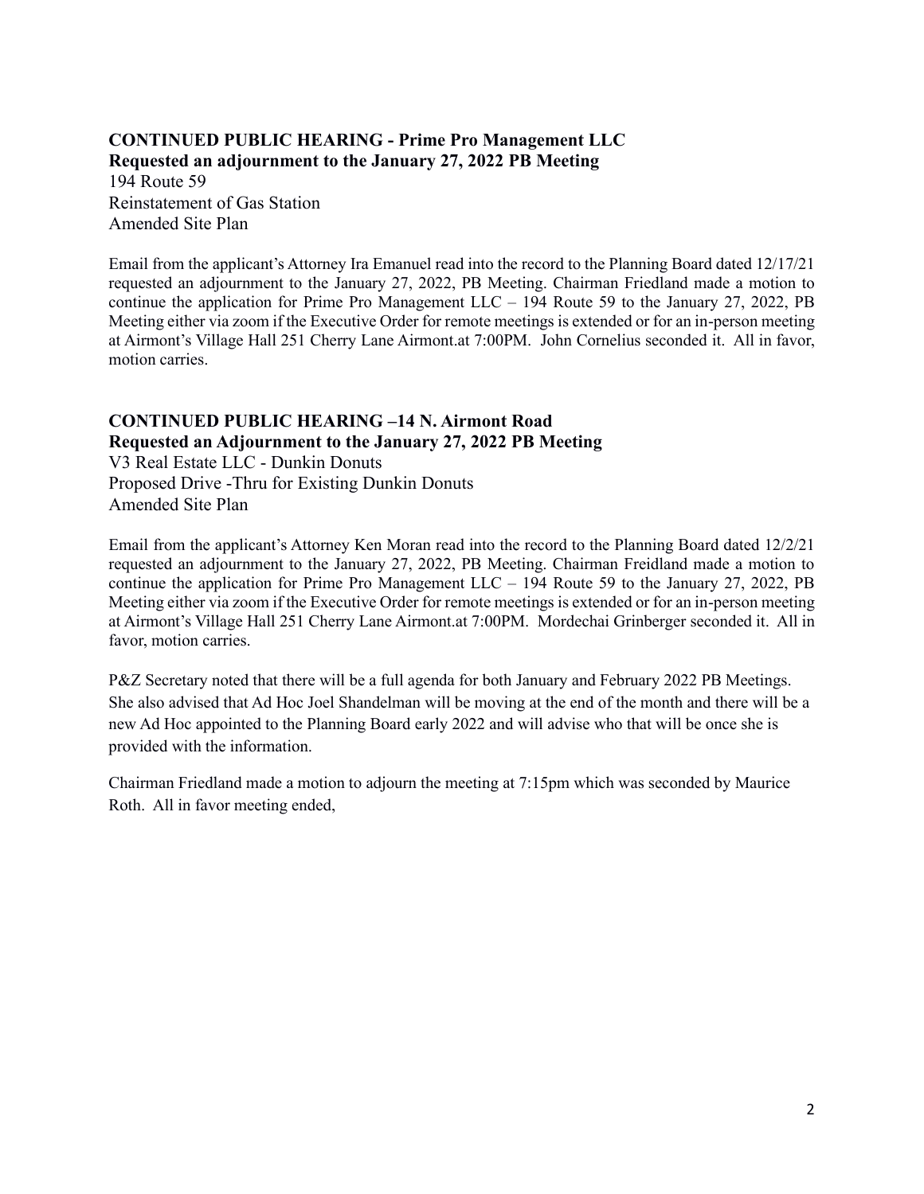**CONTINUED PUBLIC HEARING - Prime Pro Management LLC**
**Requested an adjournment to the January 27, 2022 PB Meeting**
194 Route 59
Reinstatement of Gas Station
Amended Site Plan

Email from the applicant's Attorney Ira Emanuel read into the record to the Planning Board dated 12/17/21 requested an adjournment to the January 27, 2022, PB Meeting. Chairman Friedland made a motion to continue the application for Prime Pro Management LLC – 194 Route 59 to the January 27, 2022, PB Meeting either via zoom if the Executive Order for remote meetings is extended or for an in-person meeting at Airmont's Village Hall 251 Cherry Lane Airmont.at 7:00PM. John Cornelius seconded it. All in favor, motion carries.

**CONTINUED PUBLIC HEARING –14 N. Airmont Road**
**Requested an Adjournment to the January 27, 2022 PB Meeting**
V3 Real Estate LLC - Dunkin Donuts
Proposed Drive -Thru for Existing Dunkin Donuts
Amended Site Plan

Email from the applicant's Attorney Ken Moran read into the record to the Planning Board dated 12/2/21 requested an adjournment to the January 27, 2022, PB Meeting. Chairman Freidland made a motion to continue the application for Prime Pro Management LLC – 194 Route 59 to the January 27, 2022, PB Meeting either via zoom if the Executive Order for remote meetings is extended or for an in-person meeting at Airmont's Village Hall 251 Cherry Lane Airmont.at 7:00PM. Mordechai Grinberger seconded it. All in favor, motion carries.

P&Z Secretary noted that there will be a full agenda for both January and February 2022 PB Meetings. She also advised that Ad Hoc Joel Shandelman will be moving at the end of the month and there will be a new Ad Hoc appointed to the Planning Board early 2022 and will advise who that will be once she is provided with the information.

Chairman Friedland made a motion to adjourn the meeting at 7:15pm which was seconded by Maurice Roth. All in favor meeting ended,